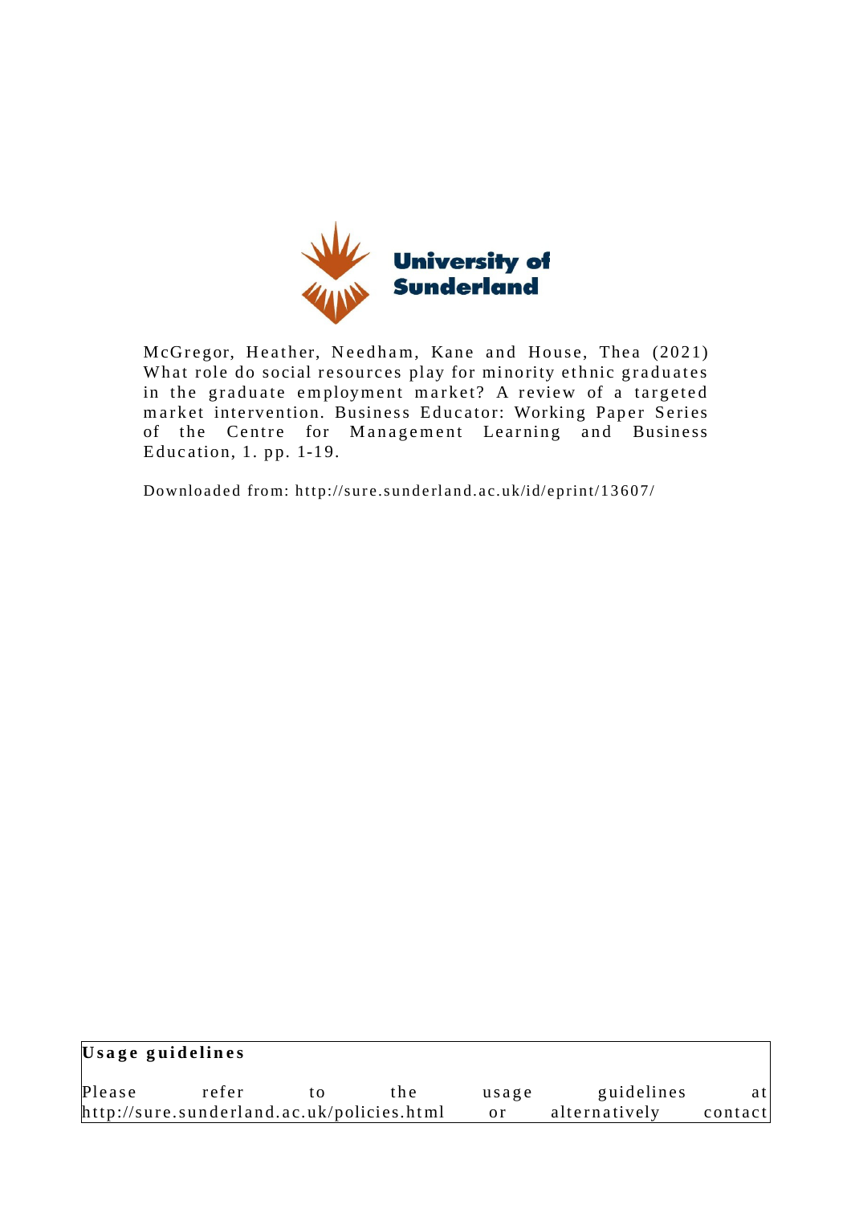University of Sunderland

McGregor, Heather, Needham, Kane and House, Thea (2021) What role do social resources play for minority ethnic graduates in the graduate employment market? A review of a targeted market intervention. Business Educator: Working Paper Series of the Centre for Management Learning and Business Education, 1. pp. 1-19.

Downloaded from: http://sure.sunderland.ac.uk/id/eprint/13607/

**Usage guidelines**

Please refer to the usage guidelines at http://sure.sunderland.ac.uk/policies.html or alternatively contact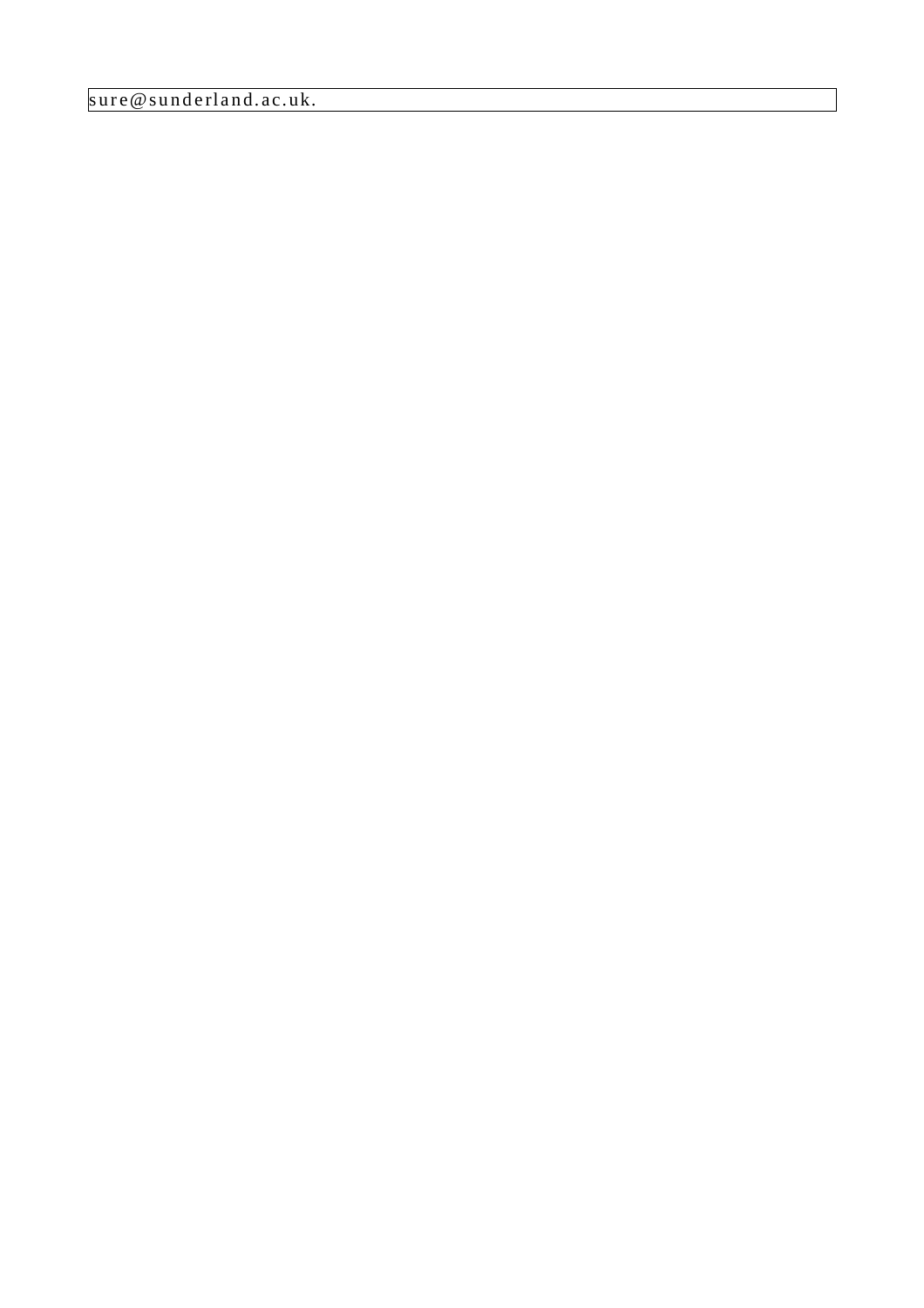sure@sunderland.ac.uk.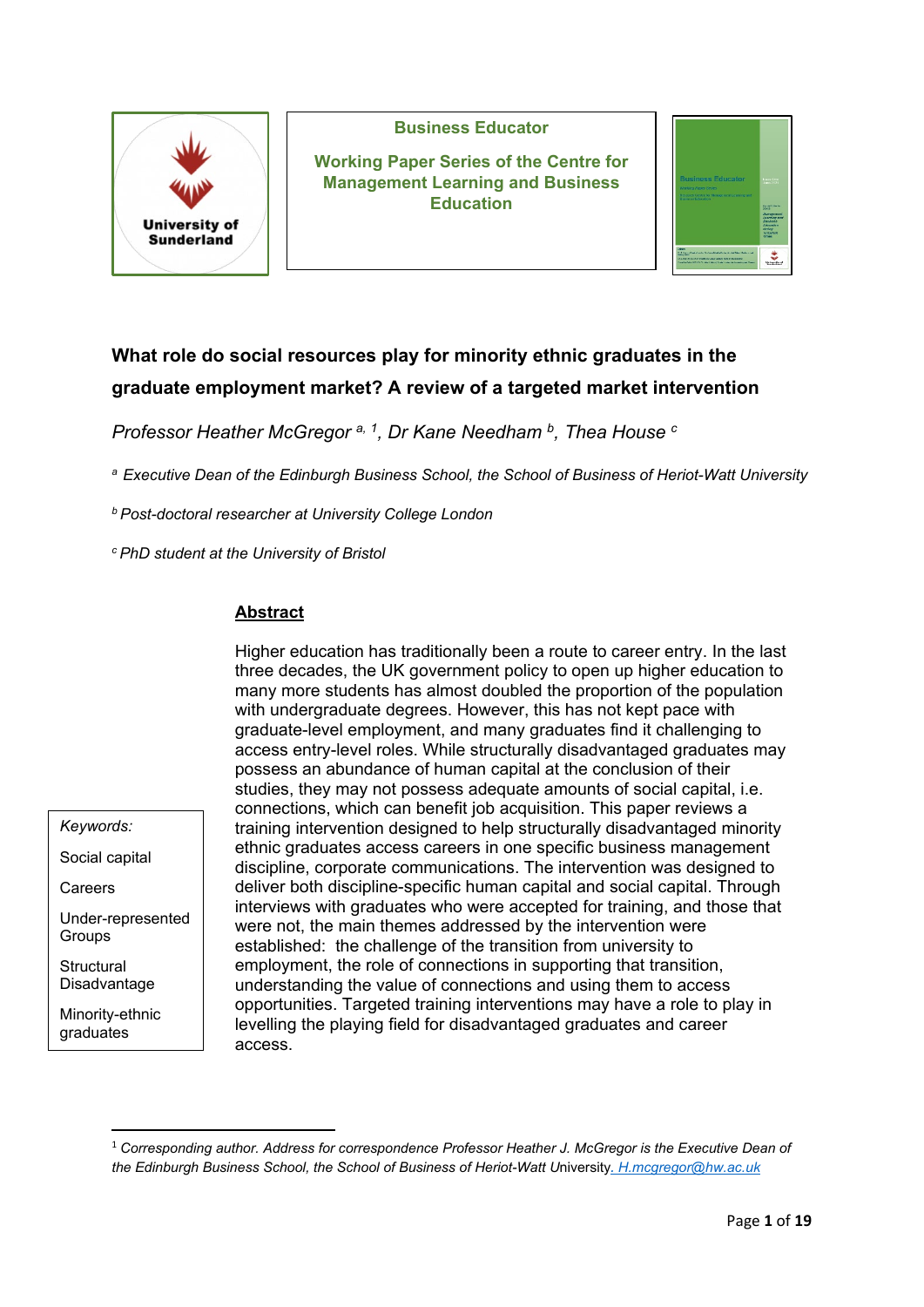**Business Educator**

**Working Paper Series of the Centre for Management Learning and Business Education**

# What role do social resources play for minority ethnic graduates in the graduate employment market? A review of a targeted market intervention

*Professor Heather McGregor [a, 1], Dr Kane Needham [b], Thea House [c]*

*[a] Executive Dean of the Edinburgh Business School, the School of Business of Heriot-Watt University*

*[b] Post-doctoral researcher at University College London*

*[c] PhD student at the University of Bristol*

## Abstract

Higher education has traditionally been a route to career entry. In the last three decades, the UK government policy to open up higher education to many more students has almost doubled the proportion of the population with undergraduate degrees. However, this has not kept pace with graduate-level employment, and many graduates find it challenging to access entry-level roles. While structurally disadvantaged graduates may possess an abundance of human capital at the conclusion of their studies, they may not possess adequate amounts of social capital, i.e. connections, which can benefit job acquisition. This paper reviews a training intervention designed to help structurally disadvantaged minority ethnic graduates access careers in one specific business management discipline, corporate communications. The intervention was designed to deliver both discipline-specific human capital and social capital. Through interviews with graduates who were accepted for training, and those that were not, the main themes addressed by the intervention were established: the challenge of the transition from university to employment, the role of connections in supporting that transition, understanding the value of connections and using them to access opportunities. Targeted training interventions may have a role to play in levelling the playing field for disadvantaged graduates and career access.

*Keywords:*

- Social capital
- Careers
- Under-represented Groups
- Structural Disadvantage
- Minority-ethnic graduates

[1] *Corresponding author. Address for correspondence Professor Heather J. McGregor is the Executive Dean of the Edinburgh Business School, the School of Business of Heriot-Watt University. H.mcgregor@hw.ac.uk*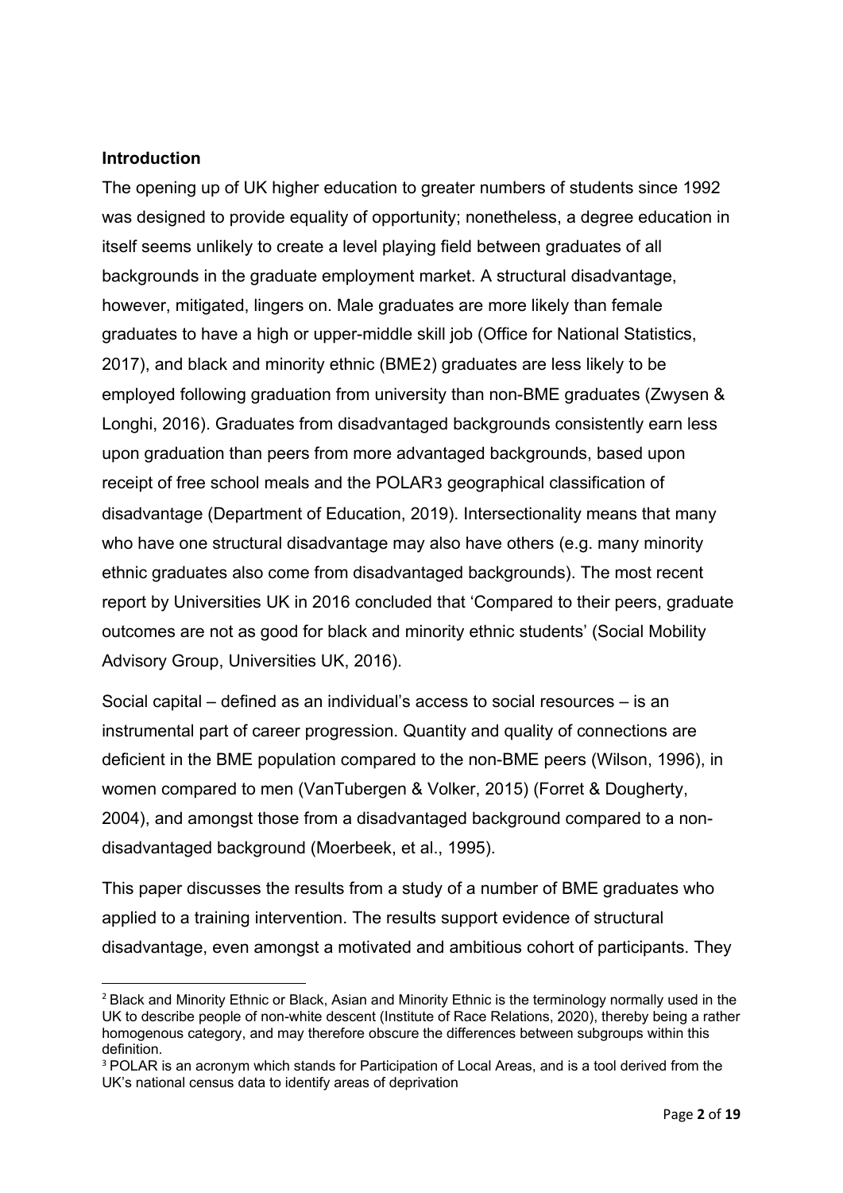**Introduction**

The opening up of UK higher education to greater numbers of students since 1992 was designed to provide equality of opportunity; nonetheless, a degree education in itself seems unlikely to create a level playing field between graduates of all backgrounds in the graduate employment market. A structural disadvantage, however, mitigated, lingers on. Male graduates are more likely than female graduates to have a high or upper-middle skill job (Office for National Statistics, 2017), and black and minority ethnic (BME[2]) graduates are less likely to be employed following graduation from university than non-BME graduates (Zwysen & Longhi, 2016). Graduates from disadvantaged backgrounds consistently earn less upon graduation than peers from more advantaged backgrounds, based upon receipt of free school meals and the POLAR[3] geographical classification of disadvantage (Department of Education, 2019). Intersectionality means that many who have one structural disadvantage may also have others (e.g. many minority ethnic graduates also come from disadvantaged backgrounds). The most recent report by Universities UK in 2016 concluded that 'Compared to their peers, graduate outcomes are not as good for black and minority ethnic students' (Social Mobility Advisory Group, Universities UK, 2016).

Social capital – defined as an individual's access to social resources – is an instrumental part of career progression. Quantity and quality of connections are deficient in the BME population compared to the non-BME peers (Wilson, 1996), in women compared to men (VanTubergen & Volker, 2015) (Forret & Dougherty, 2004), and amongst those from a disadvantaged background compared to a non-disadvantaged background (Moerbeek, et al., 1995).

This paper discusses the results from a study of a number of BME graduates who applied to a training intervention. The results support evidence of structural disadvantage, even amongst a motivated and ambitious cohort of participants. They

---

[2] Black and Minority Ethnic or Black, Asian and Minority Ethnic is the terminology normally used in the UK to describe people of non-white descent (Institute of Race Relations, 2020), thereby being a rather homogenous category, and may therefore obscure the differences between subgroups within this definition.

[3] POLAR is an acronym which stands for Participation of Local Areas, and is a tool derived from the UK's national census data to identify areas of deprivation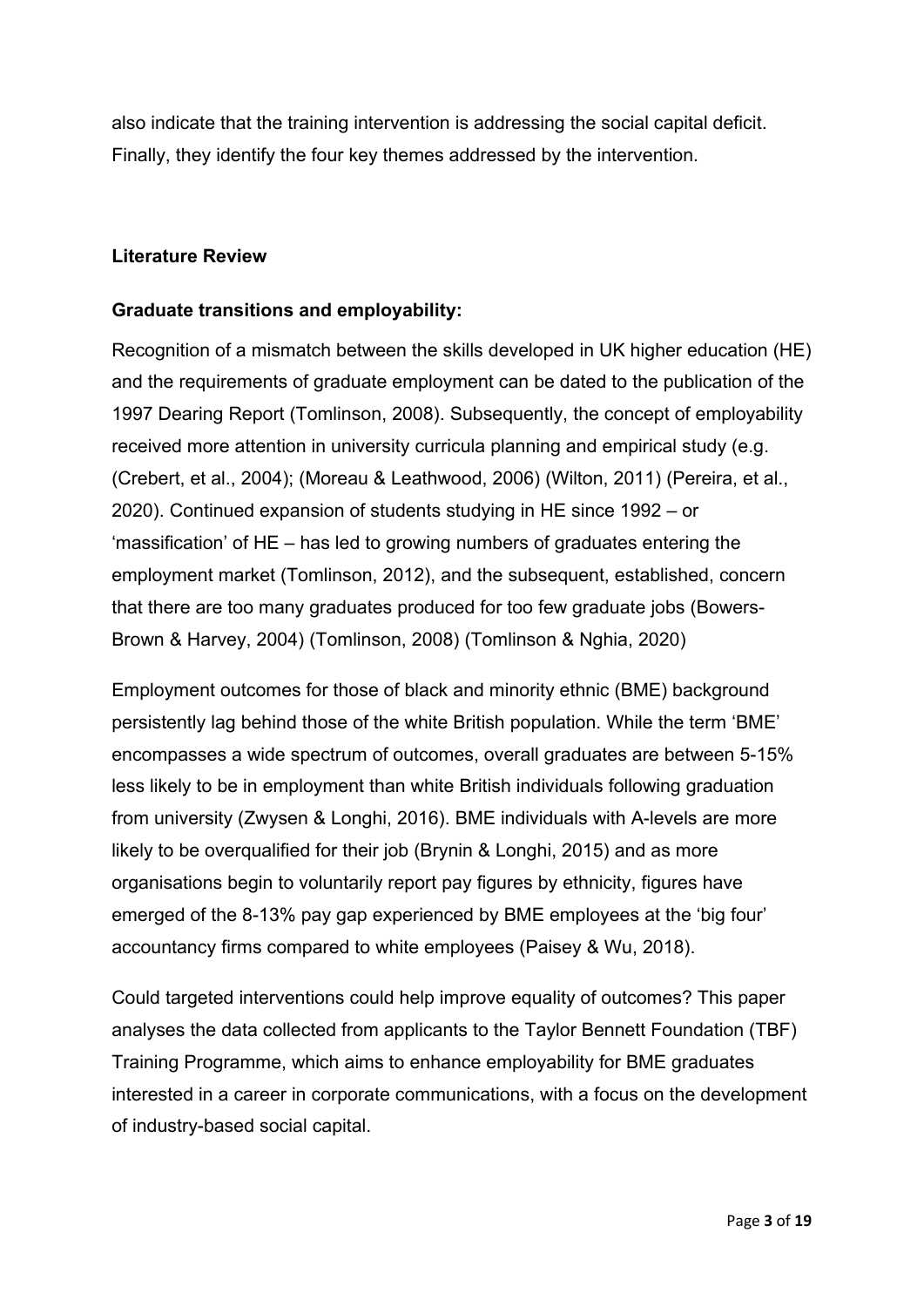also indicate that the training intervention is addressing the social capital deficit. Finally, they identify the four key themes addressed by the intervention.

## Literature Review

### Graduate transitions and employability:

Recognition of a mismatch between the skills developed in UK higher education (HE) and the requirements of graduate employment can be dated to the publication of the 1997 Dearing Report (Tomlinson, 2008). Subsequently, the concept of employability received more attention in university curricula planning and empirical study (e.g. (Crebert, et al., 2004); (Moreau & Leathwood, 2006) (Wilton, 2011) (Pereira, et al., 2020). Continued expansion of students studying in HE since 1992 – or 'massification' of HE – has led to growing numbers of graduates entering the employment market (Tomlinson, 2012), and the subsequent, established, concern that there are too many graduates produced for too few graduate jobs (Bowers-Brown & Harvey, 2004) (Tomlinson, 2008) (Tomlinson & Nghia, 2020)

Employment outcomes for those of black and minority ethnic (BME) background persistently lag behind those of the white British population. While the term 'BME' encompasses a wide spectrum of outcomes, overall graduates are between 5-15% less likely to be in employment than white British individuals following graduation from university (Zwysen & Longhi, 2016). BME individuals with A-levels are more likely to be overqualified for their job (Brynin & Longhi, 2015) and as more organisations begin to voluntarily report pay figures by ethnicity, figures have emerged of the 8-13% pay gap experienced by BME employees at the 'big four' accountancy firms compared to white employees (Paisey & Wu, 2018).

Could targeted interventions could help improve equality of outcomes? This paper analyses the data collected from applicants to the Taylor Bennett Foundation (TBF) Training Programme, which aims to enhance employability for BME graduates interested in a career in corporate communications, with a focus on the development of industry-based social capital.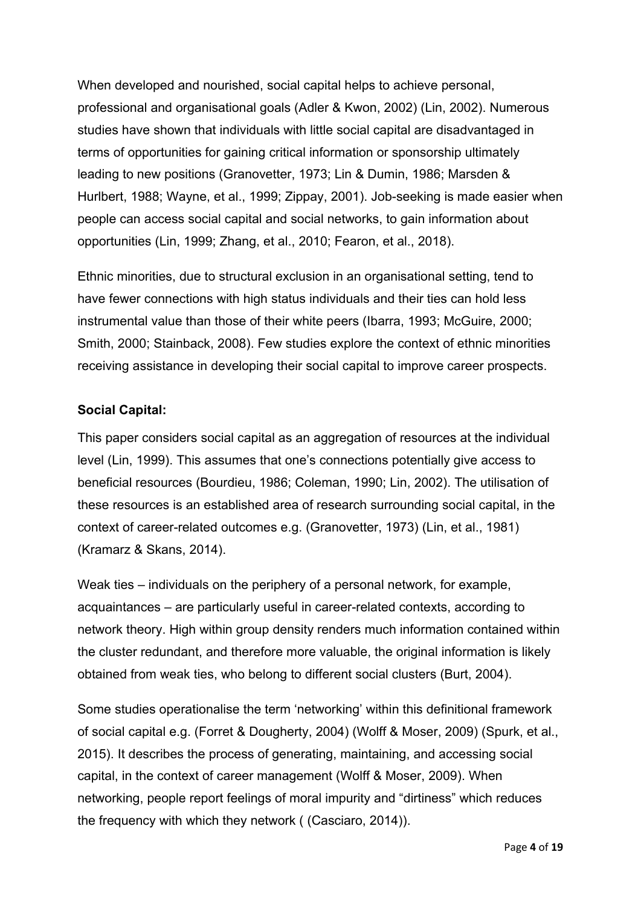When developed and nourished, social capital helps to achieve personal, professional and organisational goals (Adler & Kwon, 2002) (Lin, 2002). Numerous studies have shown that individuals with little social capital are disadvantaged in terms of opportunities for gaining critical information or sponsorship ultimately leading to new positions (Granovetter, 1973; Lin & Dumin, 1986; Marsden & Hurlbert, 1988; Wayne, et al., 1999; Zippay, 2001). Job-seeking is made easier when people can access social capital and social networks, to gain information about opportunities (Lin, 1999; Zhang, et al., 2010; Fearon, et al., 2018).

Ethnic minorities, due to structural exclusion in an organisational setting, tend to have fewer connections with high status individuals and their ties can hold less instrumental value than those of their white peers (Ibarra, 1993; McGuire, 2000; Smith, 2000; Stainback, 2008). Few studies explore the context of ethnic minorities receiving assistance in developing their social capital to improve career prospects.

**Social Capital:**

This paper considers social capital as an aggregation of resources at the individual level (Lin, 1999). This assumes that one's connections potentially give access to beneficial resources (Bourdieu, 1986; Coleman, 1990; Lin, 2002). The utilisation of these resources is an established area of research surrounding social capital, in the context of career-related outcomes e.g. (Granovetter, 1973) (Lin, et al., 1981) (Kramarz & Skans, 2014).

Weak ties – individuals on the periphery of a personal network, for example, acquaintances – are particularly useful in career-related contexts, according to network theory. High within group density renders much information contained within the cluster redundant, and therefore more valuable, the original information is likely obtained from weak ties, who belong to different social clusters (Burt, 2004).

Some studies operationalise the term 'networking' within this definitional framework of social capital e.g. (Forret & Dougherty, 2004) (Wolff & Moser, 2009) (Spurk, et al., 2015). It describes the process of generating, maintaining, and accessing social capital, in the context of career management (Wolff & Moser, 2009). When networking, people report feelings of moral impurity and "dirtiness" which reduces the frequency with which they network ( (Casciaro, 2014)).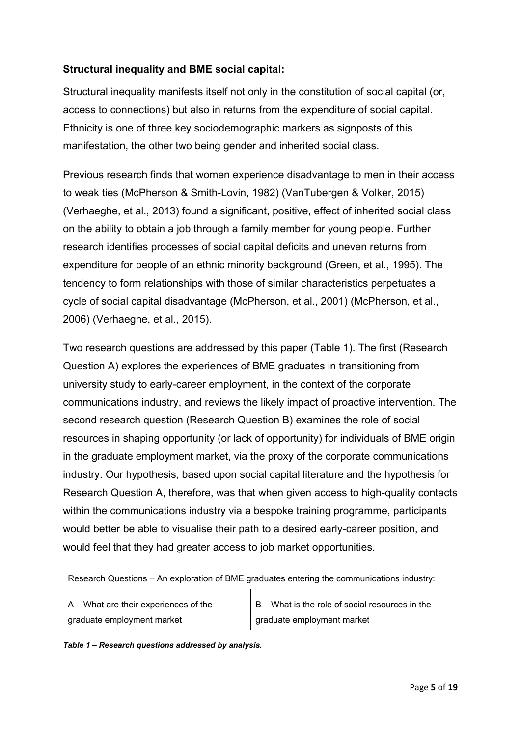**Structural inequality and BME social capital:**

Structural inequality manifests itself not only in the constitution of social capital (or, access to connections) but also in returns from the expenditure of social capital. Ethnicity is one of three key sociodemographic markers as signposts of this manifestation, the other two being gender and inherited social class.

Previous research finds that women experience disadvantage to men in their access to weak ties (McPherson & Smith-Lovin, 1982) (VanTubergen & Volker, 2015) (Verhaeghe, et al., 2013) found a significant, positive, effect of inherited social class on the ability to obtain a job through a family member for young people. Further research identifies processes of social capital deficits and uneven returns from expenditure for people of an ethnic minority background (Green, et al., 1995). The tendency to form relationships with those of similar characteristics perpetuates a cycle of social capital disadvantage (McPherson, et al., 2001) (McPherson, et al., 2006) (Verhaeghe, et al., 2015).

Two research questions are addressed by this paper (Table 1). The first (Research Question A) explores the experiences of BME graduates in transitioning from university study to early-career employment, in the context of the corporate communications industry, and reviews the likely impact of proactive intervention. The second research question (Research Question B) examines the role of social resources in shaping opportunity (or lack of opportunity) for individuals of BME origin in the graduate employment market, via the proxy of the corporate communications industry. Our hypothesis, based upon social capital literature and the hypothesis for Research Question A, therefore, was that when given access to high-quality contacts within the communications industry via a bespoke training programme, participants would better be able to visualise their path to a desired early-career position, and would feel that they had greater access to job market opportunities.

| Research Questions – An exploration of BME graduates entering the communications industry: | |
|---|---|
| A – What are their experiences of the graduate employment market | B – What is the role of social resources in the graduate employment market |

***Table 1 – Research questions addressed by analysis.***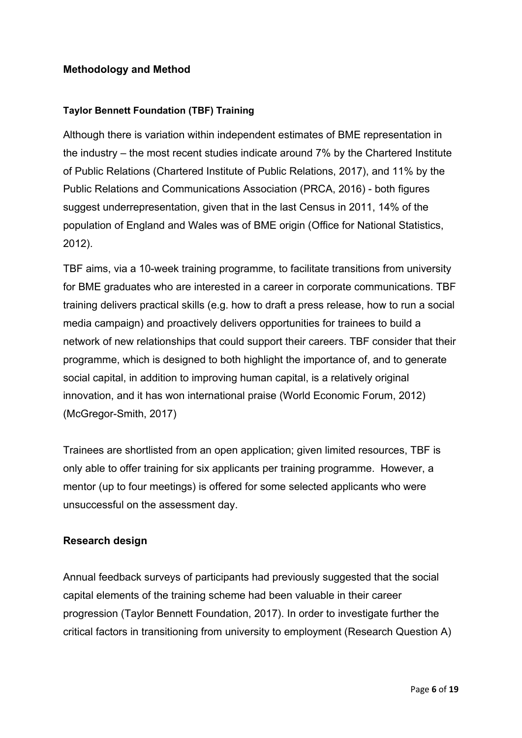## Methodology and Method

### Taylor Bennett Foundation (TBF) Training

Although there is variation within independent estimates of BME representation in the industry – the most recent studies indicate around 7% by the Chartered Institute of Public Relations (Chartered Institute of Public Relations, 2017), and 11% by the Public Relations and Communications Association (PRCA, 2016) - both figures suggest underrepresentation, given that in the last Census in 2011, 14% of the population of England and Wales was of BME origin (Office for National Statistics, 2012).

TBF aims, via a 10-week training programme, to facilitate transitions from university for BME graduates who are interested in a career in corporate communications. TBF training delivers practical skills (e.g. how to draft a press release, how to run a social media campaign) and proactively delivers opportunities for trainees to build a network of new relationships that could support their careers. TBF consider that their programme, which is designed to both highlight the importance of, and to generate social capital, in addition to improving human capital, is a relatively original innovation, and it has won international praise (World Economic Forum, 2012) (McGregor-Smith, 2017)

Trainees are shortlisted from an open application; given limited resources, TBF is only able to offer training for six applicants per training programme. However, a mentor (up to four meetings) is offered for some selected applicants who were unsuccessful on the assessment day.

## Research design

Annual feedback surveys of participants had previously suggested that the social capital elements of the training scheme had been valuable in their career progression (Taylor Bennett Foundation, 2017). In order to investigate further the critical factors in transitioning from university to employment (Research Question A)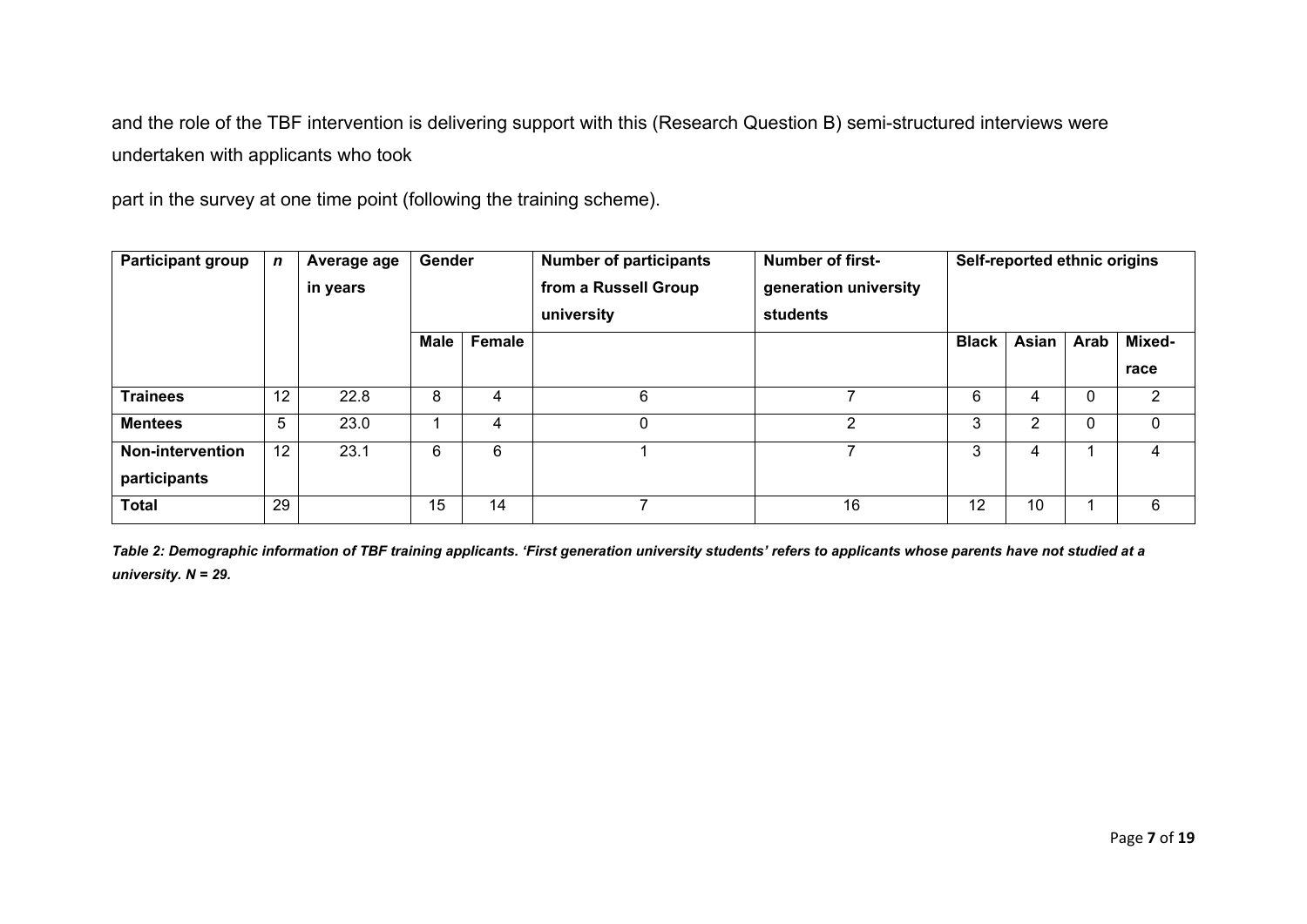and the role of the TBF intervention is delivering support with this (Research Question B) semi-structured interviews were undertaken with applicants who took

part in the survey at one time point (following the training scheme).

| Participant group | *n* | Average age in years | Gender | | Number of participants from a Russell Group university | Number of first-generation university students | Self-reported ethnic origins | | | |
|---|---|---|---|---|---|---|---|---|---|---|
| | | | Male | Female | | | Black | Asian | Arab | Mixed-race |
| **Trainees** | 12 | 22.8 | 8 | 4 | 6 | 7 | 6 | 4 | 0 | 2 |
| **Mentees** | 5 | 23.0 | 1 | 4 | 0 | 2 | 3 | 2 | 0 | 0 |
| **Non-intervention participants** | 12 | 23.1 | 6 | 6 | 1 | 7 | 3 | 4 | 1 | 4 |
| **Total** | 29 | | 15 | 14 | 7 | 16 | 12 | 10 | 1 | 6 |

***Table 2: Demographic information of TBF training applicants. 'First generation university students' refers to applicants whose parents have not studied at a university. N = 29.***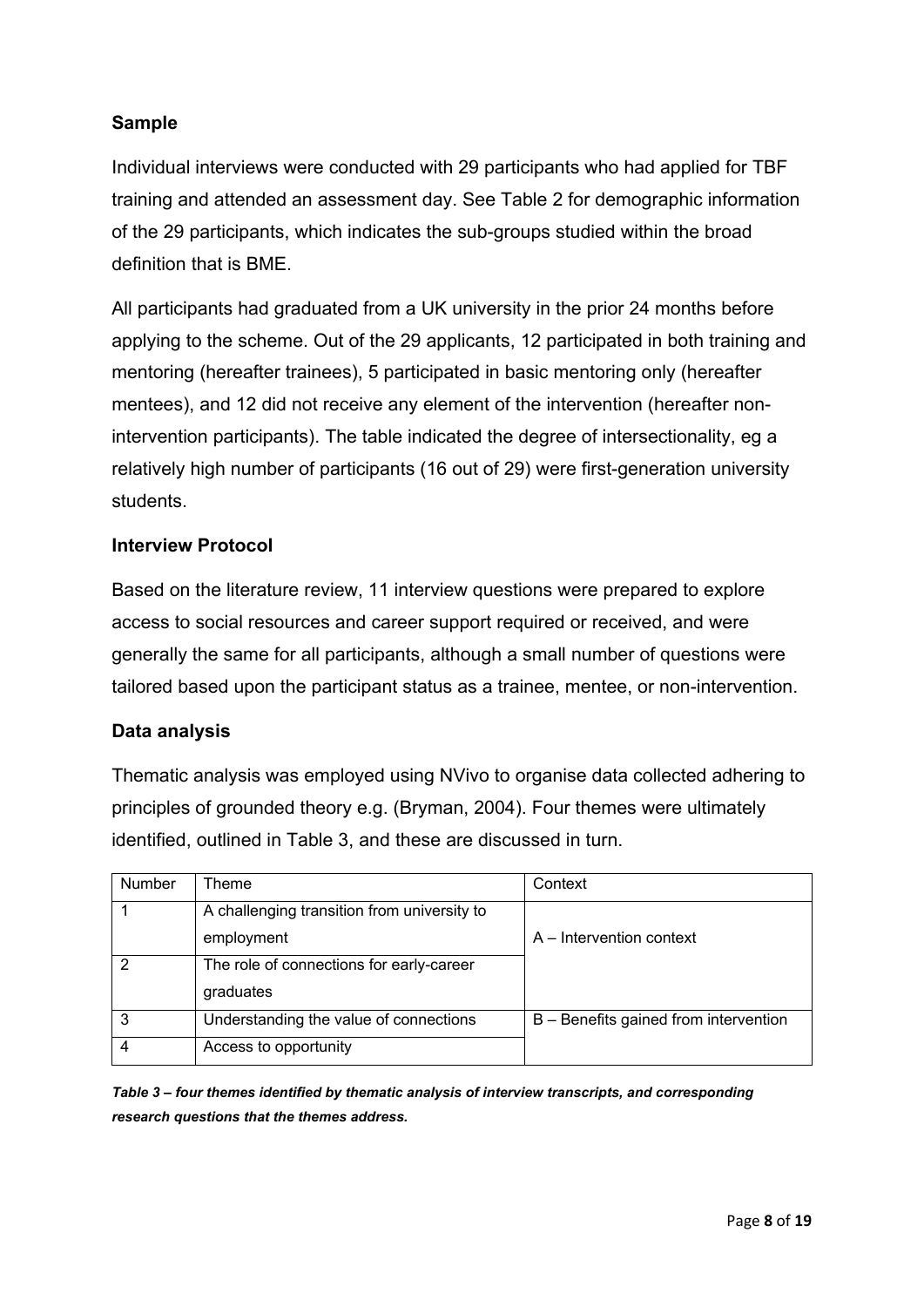### Sample

Individual interviews were conducted with 29 participants who had applied for TBF training and attended an assessment day. See Table 2 for demographic information of the 29 participants, which indicates the sub-groups studied within the broad definition that is BME.

All participants had graduated from a UK university in the prior 24 months before applying to the scheme. Out of the 29 applicants, 12 participated in both training and mentoring (hereafter trainees), 5 participated in basic mentoring only (hereafter mentees), and 12 did not receive any element of the intervention (hereafter non-intervention participants). The table indicated the degree of intersectionality, eg a relatively high number of participants (16 out of 29) were first-generation university students.

### Interview Protocol

Based on the literature review, 11 interview questions were prepared to explore access to social resources and career support required or received, and were generally the same for all participants, although a small number of questions were tailored based upon the participant status as a trainee, mentee, or non-intervention.

### Data analysis

Thematic analysis was employed using NVivo to organise data collected adhering to principles of grounded theory e.g. (Bryman, 2004). Four themes were ultimately identified, outlined in Table 3, and these are discussed in turn.

| Number | Theme | Context |
|---|---|---|
| 1 | A challenging transition from university to employment | A – Intervention context |
| 2 | The role of connections for early-career graduates | |
| 3 | Understanding the value of connections | B – Benefits gained from intervention |
| 4 | Access to opportunity | |

***Table 3 – four themes identified by thematic analysis of interview transcripts, and corresponding research questions that the themes address.***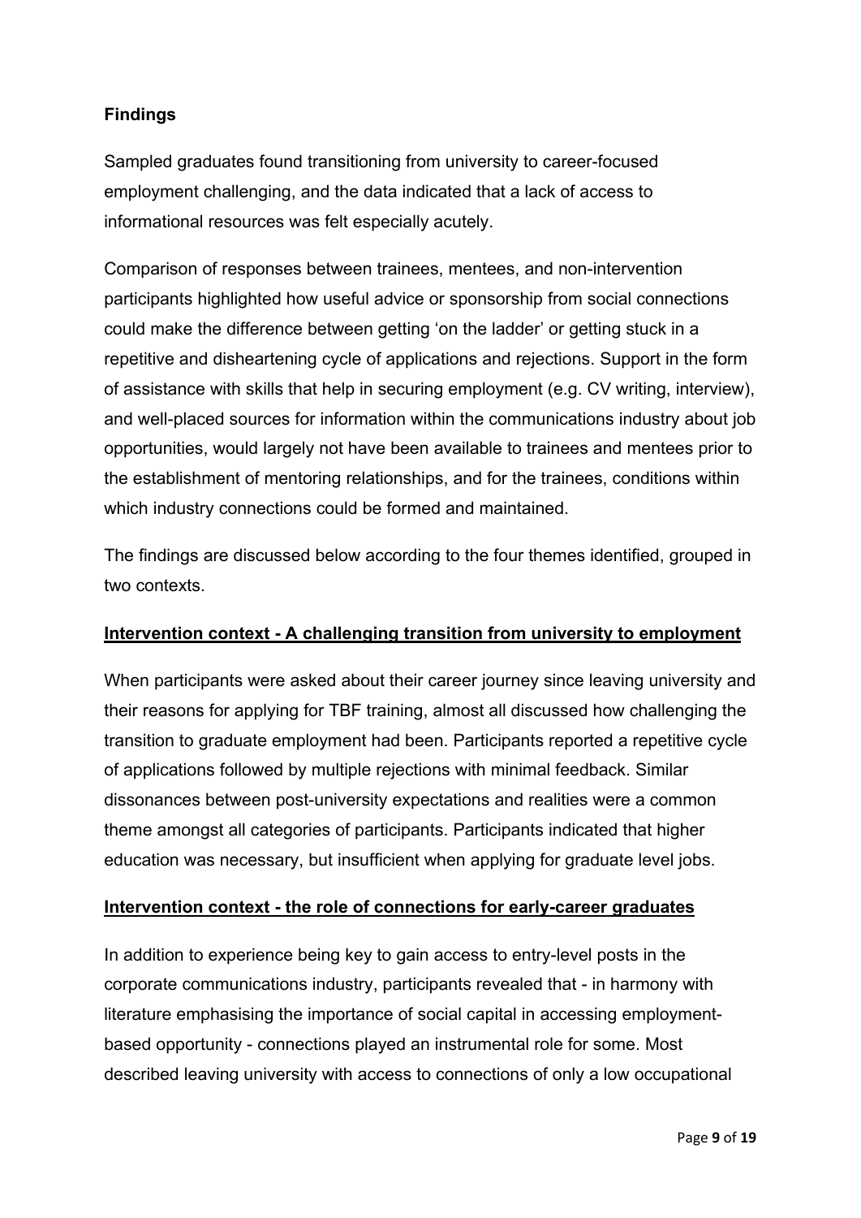## Findings

Sampled graduates found transitioning from university to career-focused employment challenging, and the data indicated that a lack of access to informational resources was felt especially acutely.

Comparison of responses between trainees, mentees, and non-intervention participants highlighted how useful advice or sponsorship from social connections could make the difference between getting 'on the ladder' or getting stuck in a repetitive and disheartening cycle of applications and rejections. Support in the form of assistance with skills that help in securing employment (e.g. CV writing, interview), and well-placed sources for information within the communications industry about job opportunities, would largely not have been available to trainees and mentees prior to the establishment of mentoring relationships, and for the trainees, conditions within which industry connections could be formed and maintained.

The findings are discussed below according to the four themes identified, grouped in two contexts.

### Intervention context - A challenging transition from university to employment

When participants were asked about their career journey since leaving university and their reasons for applying for TBF training, almost all discussed how challenging the transition to graduate employment had been. Participants reported a repetitive cycle of applications followed by multiple rejections with minimal feedback. Similar dissonances between post-university expectations and realities were a common theme amongst all categories of participants. Participants indicated that higher education was necessary, but insufficient when applying for graduate level jobs.

### Intervention context - the role of connections for early-career graduates

In addition to experience being key to gain access to entry-level posts in the corporate communications industry, participants revealed that - in harmony with literature emphasising the importance of social capital in accessing employment-based opportunity - connections played an instrumental role for some. Most described leaving university with access to connections of only a low occupational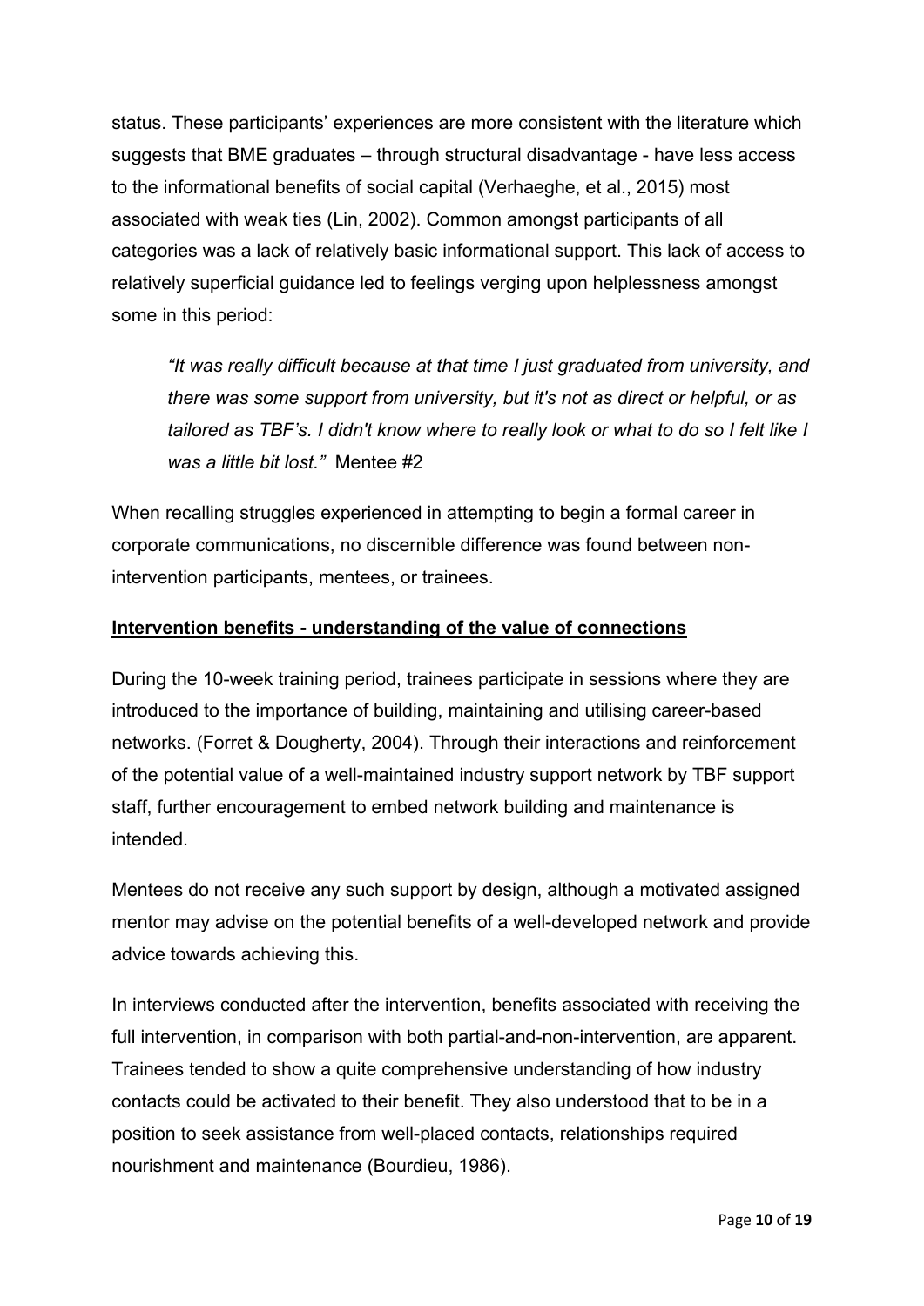status. These participants' experiences are more consistent with the literature which suggests that BME graduates – through structural disadvantage - have less access to the informational benefits of social capital (Verhaeghe, et al., 2015) most associated with weak ties (Lin, 2002). Common amongst participants of all categories was a lack of relatively basic informational support. This lack of access to relatively superficial guidance led to feelings verging upon helplessness amongst some in this period:

> *"It was really difficult because at that time I just graduated from university, and there was some support from university, but it's not as direct or helpful, or as tailored as TBF's. I didn't know where to really look or what to do so I felt like I was a little bit lost."* Mentee #2

When recalling struggles experienced in attempting to begin a formal career in corporate communications, no discernible difference was found between non-intervention participants, mentees, or trainees.

**Intervention benefits - understanding of the value of connections**

During the 10-week training period, trainees participate in sessions where they are introduced to the importance of building, maintaining and utilising career-based networks. (Forret & Dougherty, 2004). Through their interactions and reinforcement of the potential value of a well-maintained industry support network by TBF support staff, further encouragement to embed network building and maintenance is intended.

Mentees do not receive any such support by design, although a motivated assigned mentor may advise on the potential benefits of a well-developed network and provide advice towards achieving this.

In interviews conducted after the intervention, benefits associated with receiving the full intervention, in comparison with both partial-and-non-intervention, are apparent. Trainees tended to show a quite comprehensive understanding of how industry contacts could be activated to their benefit. They also understood that to be in a position to seek assistance from well-placed contacts, relationships required nourishment and maintenance (Bourdieu, 1986).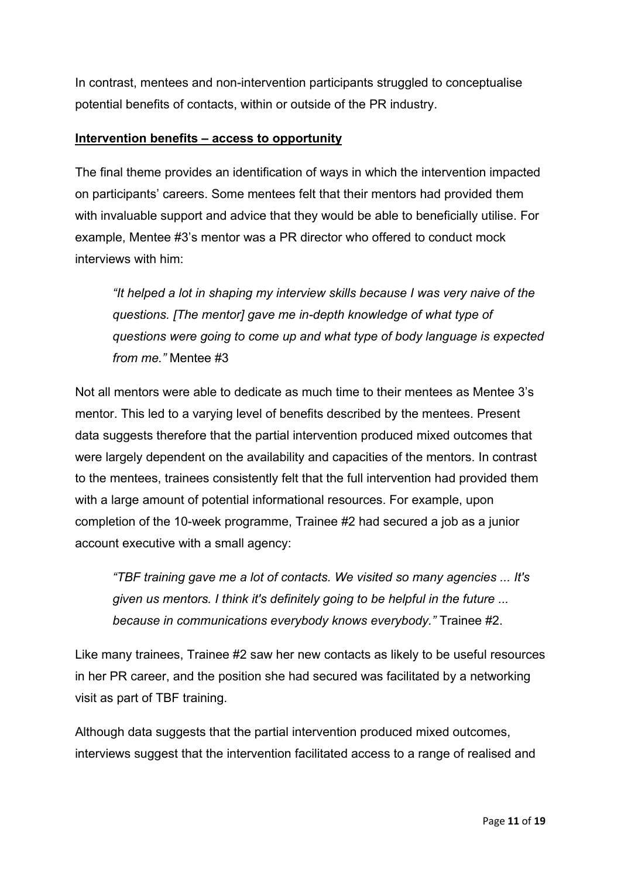In contrast, mentees and non-intervention participants struggled to conceptualise potential benefits of contacts, within or outside of the PR industry.

**Intervention benefits – access to opportunity**

The final theme provides an identification of ways in which the intervention impacted on participants' careers. Some mentees felt that their mentors had provided them with invaluable support and advice that they would be able to beneficially utilise. For example, Mentee #3's mentor was a PR director who offered to conduct mock interviews with him:

> *"It helped a lot in shaping my interview skills because I was very naive of the questions. [The mentor] gave me in-depth knowledge of what type of questions were going to come up and what type of body language is expected from me."* Mentee #3

Not all mentors were able to dedicate as much time to their mentees as Mentee 3's mentor. This led to a varying level of benefits described by the mentees. Present data suggests therefore that the partial intervention produced mixed outcomes that were largely dependent on the availability and capacities of the mentors. In contrast to the mentees, trainees consistently felt that the full intervention had provided them with a large amount of potential informational resources. For example, upon completion of the 10-week programme, Trainee #2 had secured a job as a junior account executive with a small agency:

> *"TBF training gave me a lot of contacts. We visited so many agencies ... It's given us mentors. I think it's definitely going to be helpful in the future ... because in communications everybody knows everybody."* Trainee #2.

Like many trainees, Trainee #2 saw her new contacts as likely to be useful resources in her PR career, and the position she had secured was facilitated by a networking visit as part of TBF training.

Although data suggests that the partial intervention produced mixed outcomes, interviews suggest that the intervention facilitated access to a range of realised and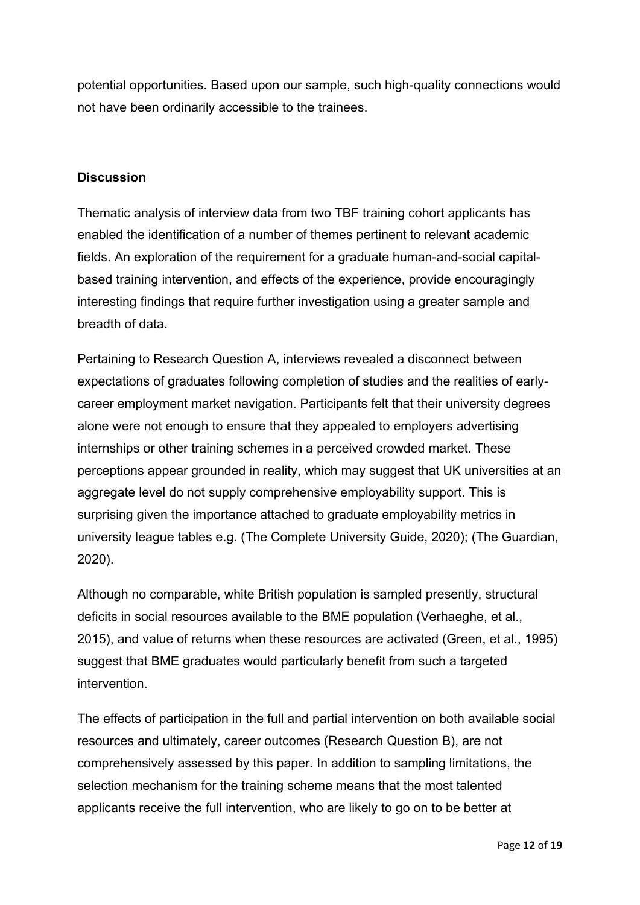potential opportunities. Based upon our sample, such high-quality connections would not have been ordinarily accessible to the trainees.

## Discussion

Thematic analysis of interview data from two TBF training cohort applicants has enabled the identification of a number of themes pertinent to relevant academic fields. An exploration of the requirement for a graduate human-and-social capital-based training intervention, and effects of the experience, provide encouragingly interesting findings that require further investigation using a greater sample and breadth of data.

Pertaining to Research Question A, interviews revealed a disconnect between expectations of graduates following completion of studies and the realities of early-career employment market navigation. Participants felt that their university degrees alone were not enough to ensure that they appealed to employers advertising internships or other training schemes in a perceived crowded market. These perceptions appear grounded in reality, which may suggest that UK universities at an aggregate level do not supply comprehensive employability support. This is surprising given the importance attached to graduate employability metrics in university league tables e.g. (The Complete University Guide, 2020); (The Guardian, 2020).

Although no comparable, white British population is sampled presently, structural deficits in social resources available to the BME population (Verhaeghe, et al., 2015), and value of returns when these resources are activated (Green, et al., 1995) suggest that BME graduates would particularly benefit from such a targeted intervention.

The effects of participation in the full and partial intervention on both available social resources and ultimately, career outcomes (Research Question B), are not comprehensively assessed by this paper. In addition to sampling limitations, the selection mechanism for the training scheme means that the most talented applicants receive the full intervention, who are likely to go on to be better at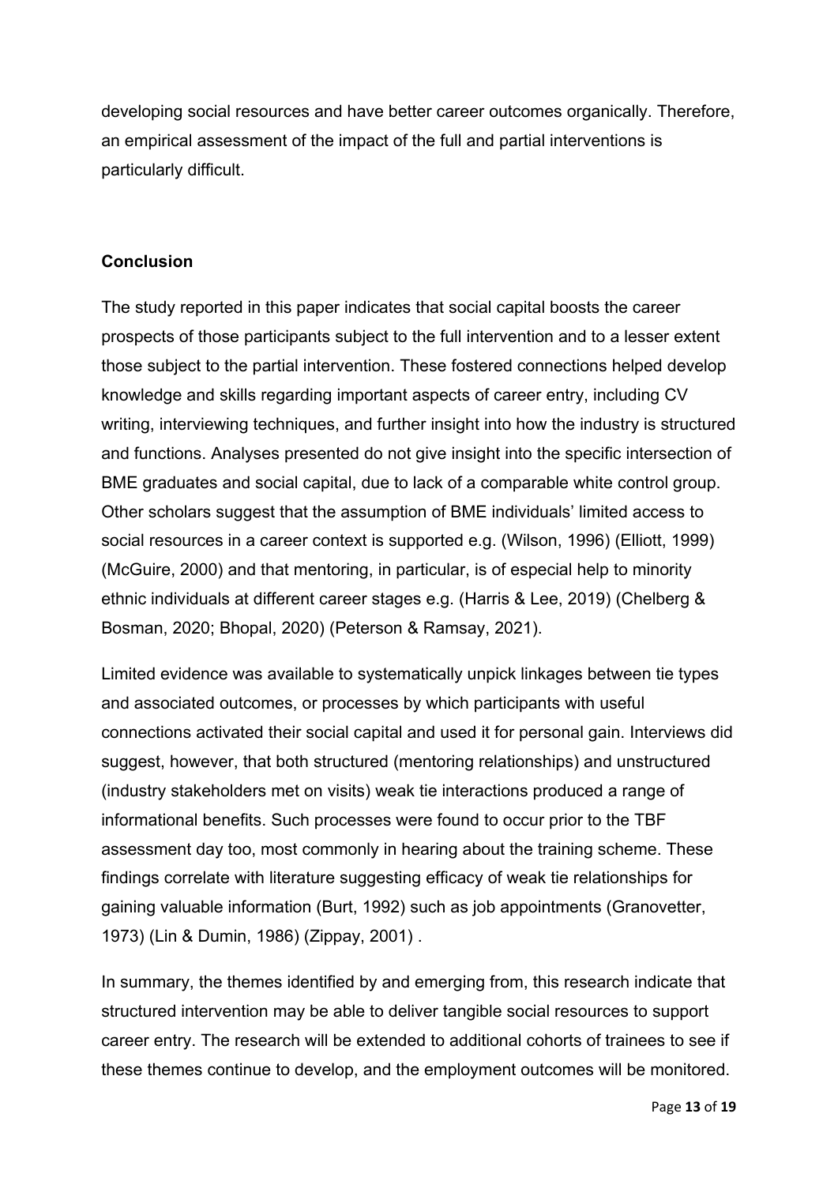developing social resources and have better career outcomes organically. Therefore, an empirical assessment of the impact of the full and partial interventions is particularly difficult.

**Conclusion**

The study reported in this paper indicates that social capital boosts the career prospects of those participants subject to the full intervention and to a lesser extent those subject to the partial intervention. These fostered connections helped develop knowledge and skills regarding important aspects of career entry, including CV writing, interviewing techniques, and further insight into how the industry is structured and functions. Analyses presented do not give insight into the specific intersection of BME graduates and social capital, due to lack of a comparable white control group. Other scholars suggest that the assumption of BME individuals' limited access to social resources in a career context is supported e.g. (Wilson, 1996) (Elliott, 1999) (McGuire, 2000) and that mentoring, in particular, is of especial help to minority ethnic individuals at different career stages e.g. (Harris & Lee, 2019) (Chelberg & Bosman, 2020; Bhopal, 2020) (Peterson & Ramsay, 2021).

Limited evidence was available to systematically unpick linkages between tie types and associated outcomes, or processes by which participants with useful connections activated their social capital and used it for personal gain. Interviews did suggest, however, that both structured (mentoring relationships) and unstructured (industry stakeholders met on visits) weak tie interactions produced a range of informational benefits. Such processes were found to occur prior to the TBF assessment day too, most commonly in hearing about the training scheme. These findings correlate with literature suggesting efficacy of weak tie relationships for gaining valuable information (Burt, 1992) such as job appointments (Granovetter, 1973) (Lin & Dumin, 1986) (Zippay, 2001) .

In summary, the themes identified by and emerging from, this research indicate that structured intervention may be able to deliver tangible social resources to support career entry. The research will be extended to additional cohorts of trainees to see if these themes continue to develop, and the employment outcomes will be monitored.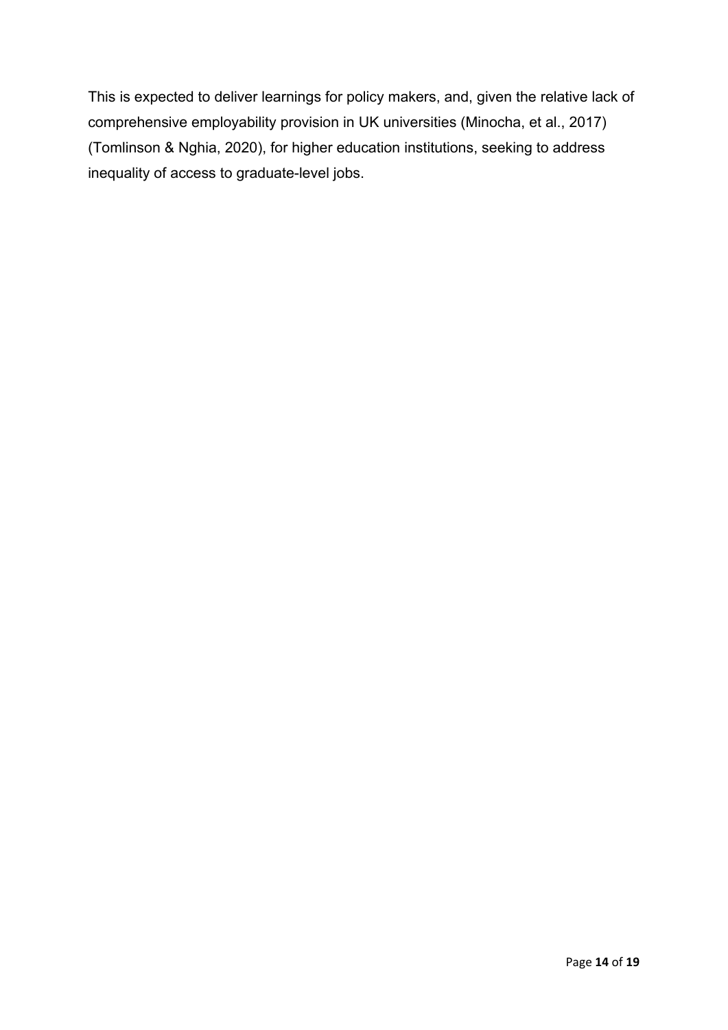This is expected to deliver learnings for policy makers, and, given the relative lack of comprehensive employability provision in UK universities (Minocha, et al., 2017) (Tomlinson & Nghia, 2020), for higher education institutions, seeking to address inequality of access to graduate-level jobs.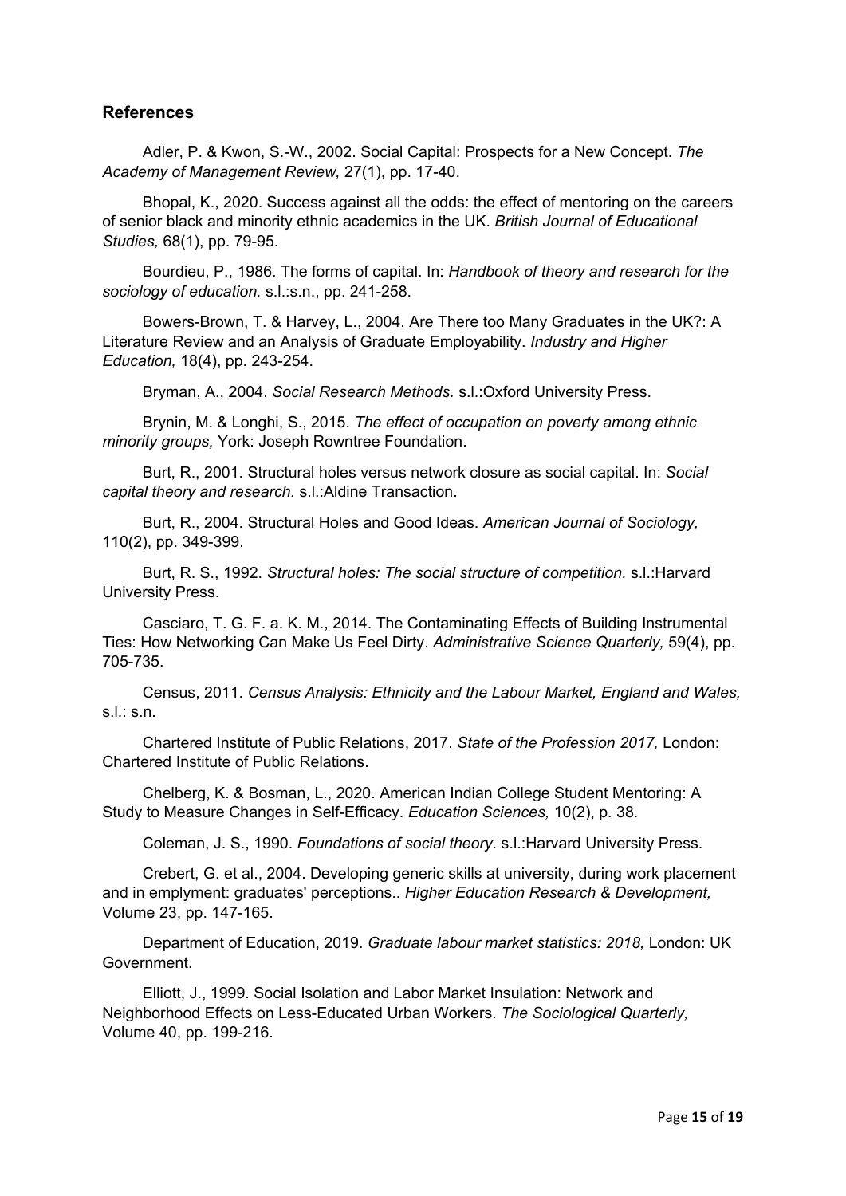## References

Adler, P. & Kwon, S.-W., 2002. Social Capital: Prospects for a New Concept. *The Academy of Management Review,* 27(1), pp. 17-40.

Bhopal, K., 2020. Success against all the odds: the effect of mentoring on the careers of senior black and minority ethnic academics in the UK. *British Journal of Educational Studies,* 68(1), pp. 79-95.

Bourdieu, P., 1986. The forms of capital. In: *Handbook of theory and research for the sociology of education.* s.l.:s.n., pp. 241-258.

Bowers-Brown, T. & Harvey, L., 2004. Are There too Many Graduates in the UK?: A Literature Review and an Analysis of Graduate Employability. *Industry and Higher Education,* 18(4), pp. 243-254.

Bryman, A., 2004. *Social Research Methods.* s.l.:Oxford University Press.

Brynin, M. & Longhi, S., 2015. *The effect of occupation on poverty among ethnic minority groups,* York: Joseph Rowntree Foundation.

Burt, R., 2001. Structural holes versus network closure as social capital. In: *Social capital theory and research.* s.l.:Aldine Transaction.

Burt, R., 2004. Structural Holes and Good Ideas. *American Journal of Sociology,* 110(2), pp. 349-399.

Burt, R. S., 1992. *Structural holes: The social structure of competition.* s.l.:Harvard University Press.

Casciaro, T. G. F. a. K. M., 2014. The Contaminating Effects of Building Instrumental Ties: How Networking Can Make Us Feel Dirty. *Administrative Science Quarterly,* 59(4), pp. 705-735.

Census, 2011. *Census Analysis: Ethnicity and the Labour Market, England and Wales,* s.l.: s.n.

Chartered Institute of Public Relations, 2017. *State of the Profession 2017,* London: Chartered Institute of Public Relations.

Chelberg, K. & Bosman, L., 2020. American Indian College Student Mentoring: A Study to Measure Changes in Self-Efficacy. *Education Sciences,* 10(2), p. 38.

Coleman, J. S., 1990. *Foundations of social theory.* s.l.:Harvard University Press.

Crebert, G. et al., 2004. Developing generic skills at university, during work placement and in emplyment: graduates' perceptions.. *Higher Education Research & Development,* Volume 23, pp. 147-165.

Department of Education, 2019. *Graduate labour market statistics: 2018,* London: UK Government.

Elliott, J., 1999. Social Isolation and Labor Market Insulation: Network and Neighborhood Effects on Less-Educated Urban Workers. *The Sociological Quarterly,* Volume 40, pp. 199-216.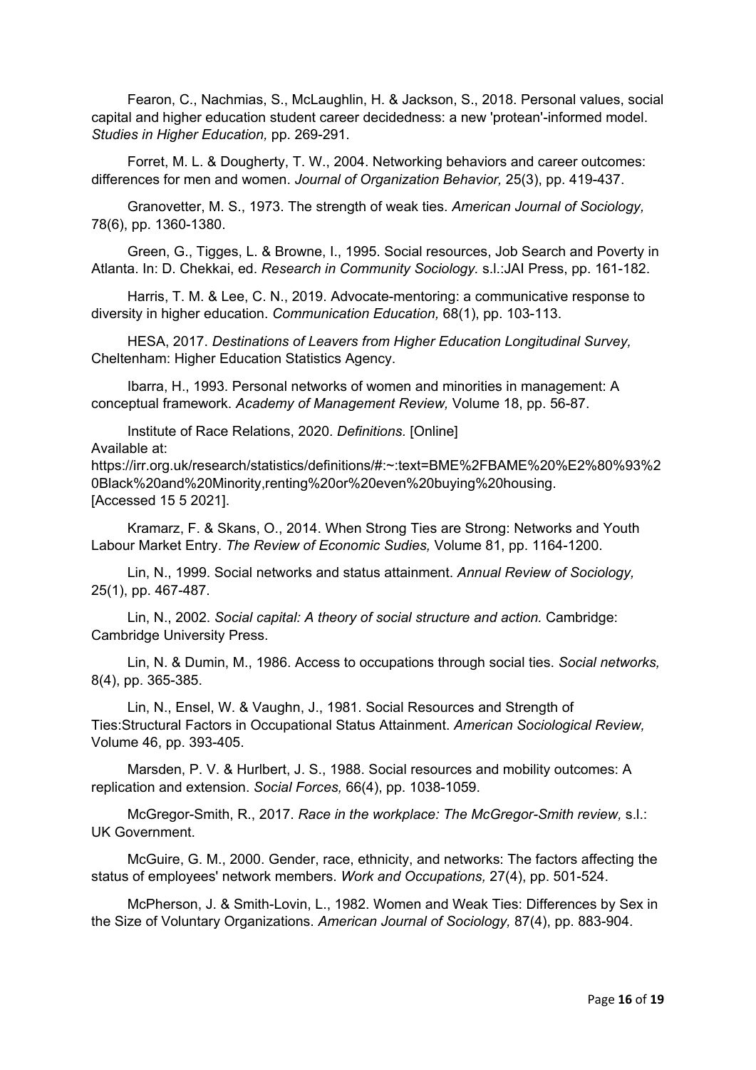Fearon, C., Nachmias, S., McLaughlin, H. & Jackson, S., 2018. Personal values, social capital and higher education student career decidedness: a new 'protean'-informed model. *Studies in Higher Education,* pp. 269-291.

Forret, M. L. & Dougherty, T. W., 2004. Networking behaviors and career outcomes: differences for men and women. *Journal of Organization Behavior,* 25(3), pp. 419-437.

Granovetter, M. S., 1973. The strength of weak ties. *American Journal of Sociology,* 78(6), pp. 1360-1380.

Green, G., Tigges, L. & Browne, I., 1995. Social resources, Job Search and Poverty in Atlanta. In: D. Chekkai, ed. *Research in Community Sociology.* s.l.:JAI Press, pp. 161-182.

Harris, T. M. & Lee, C. N., 2019. Advocate-mentoring: a communicative response to diversity in higher education. *Communication Education,* 68(1), pp. 103-113.

HESA, 2017. *Destinations of Leavers from Higher Education Longitudinal Survey,* Cheltenham: Higher Education Statistics Agency.

Ibarra, H., 1993. Personal networks of women and minorities in management: A conceptual framework. *Academy of Management Review,* Volume 18, pp. 56-87.

Institute of Race Relations, 2020. *Definitions.* [Online] Available at: https://irr.org.uk/research/statistics/definitions/#:~:text=BME%2FBAME%20%E2%80%93%20Black%20and%20Minority,renting%20or%20even%20buying%20housing. [Accessed 15 5 2021].

Kramarz, F. & Skans, O., 2014. When Strong Ties are Strong: Networks and Youth Labour Market Entry. *The Review of Economic Sudies,* Volume 81, pp. 1164-1200.

Lin, N., 1999. Social networks and status attainment. *Annual Review of Sociology,* 25(1), pp. 467-487.

Lin, N., 2002. *Social capital: A theory of social structure and action.* Cambridge: Cambridge University Press.

Lin, N. & Dumin, M., 1986. Access to occupations through social ties. *Social networks,* 8(4), pp. 365-385.

Lin, N., Ensel, W. & Vaughn, J., 1981. Social Resources and Strength of Ties:Structural Factors in Occupational Status Attainment. *American Sociological Review,* Volume 46, pp. 393-405.

Marsden, P. V. & Hurlbert, J. S., 1988. Social resources and mobility outcomes: A replication and extension. *Social Forces,* 66(4), pp. 1038-1059.

McGregor-Smith, R., 2017. *Race in the workplace: The McGregor-Smith review,* s.l.: UK Government.

McGuire, G. M., 2000. Gender, race, ethnicity, and networks: The factors affecting the status of employees' network members. *Work and Occupations,* 27(4), pp. 501-524.

McPherson, J. & Smith-Lovin, L., 1982. Women and Weak Ties: Differences by Sex in the Size of Voluntary Organizations. *American Journal of Sociology,* 87(4), pp. 883-904.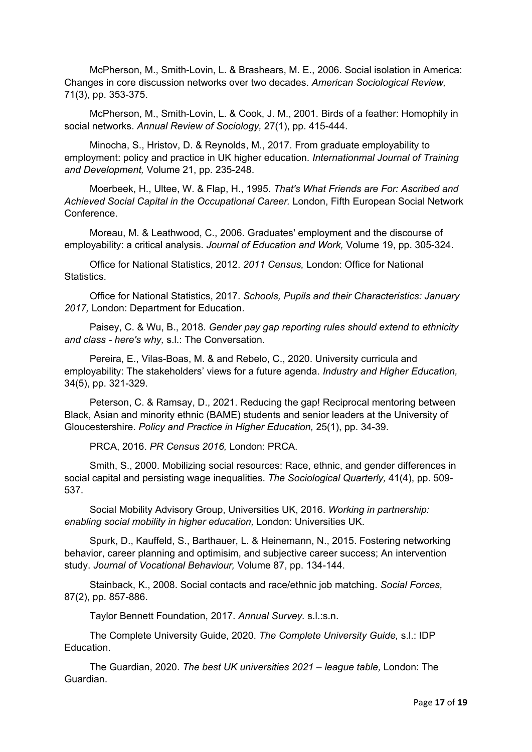McPherson, M., Smith-Lovin, L. & Brashears, M. E., 2006. Social isolation in America: Changes in core discussion networks over two decades. *American Sociological Review,* 71(3), pp. 353-375.

McPherson, M., Smith-Lovin, L. & Cook, J. M., 2001. Birds of a feather: Homophily in social networks. *Annual Review of Sociology,* 27(1), pp. 415-444.

Minocha, S., Hristov, D. & Reynolds, M., 2017. From graduate employability to employment: policy and practice in UK higher education. *Internationmal Journal of Training and Development,* Volume 21, pp. 235-248.

Moerbeek, H., Ultee, W. & Flap, H., 1995. *That's What Friends are For: Ascribed and Achieved Social Capital in the Occupational Career.* London, Fifth European Social Network Conference.

Moreau, M. & Leathwood, C., 2006. Graduates' employment and the discourse of employability: a critical analysis. *Journal of Education and Work,* Volume 19, pp. 305-324.

Office for National Statistics, 2012. *2011 Census,* London: Office for National Statistics.

Office for National Statistics, 2017. *Schools, Pupils and their Characteristics: January 2017,* London: Department for Education.

Paisey, C. & Wu, B., 2018. *Gender pay gap reporting rules should extend to ethnicity and class - here's why,* s.l.: The Conversation.

Pereira, E., Vilas-Boas, M. & and Rebelo, C., 2020. University curricula and employability: The stakeholders' views for a future agenda. *Industry and Higher Education,* 34(5), pp. 321-329.

Peterson, C. & Ramsay, D., 2021. Reducing the gap! Reciprocal mentoring between Black, Asian and minority ethnic (BAME) students and senior leaders at the University of Gloucestershire. *Policy and Practice in Higher Education,* 25(1), pp. 34-39.

PRCA, 2016. *PR Census 2016,* London: PRCA.

Smith, S., 2000. Mobilizing social resources: Race, ethnic, and gender differences in social capital and persisting wage inequalities. *The Sociological Quarterly,* 41(4), pp. 509-537.

Social Mobility Advisory Group, Universities UK, 2016. *Working in partnership: enabling social mobility in higher education,* London: Universities UK.

Spurk, D., Kauffeld, S., Barthauer, L. & Heinemann, N., 2015. Fostering networking behavior, career planning and optimisim, and subjective career success; An intervention study. *Journal of Vocational Behaviour,* Volume 87, pp. 134-144.

Stainback, K., 2008. Social contacts and race/ethnic job matching. *Social Forces,* 87(2), pp. 857-886.

Taylor Bennett Foundation, 2017. *Annual Survey.* s.l.:s.n.

The Complete University Guide, 2020. *The Complete University Guide,* s.l.: IDP Education.

The Guardian, 2020. *The best UK universities 2021 – league table,* London: The Guardian.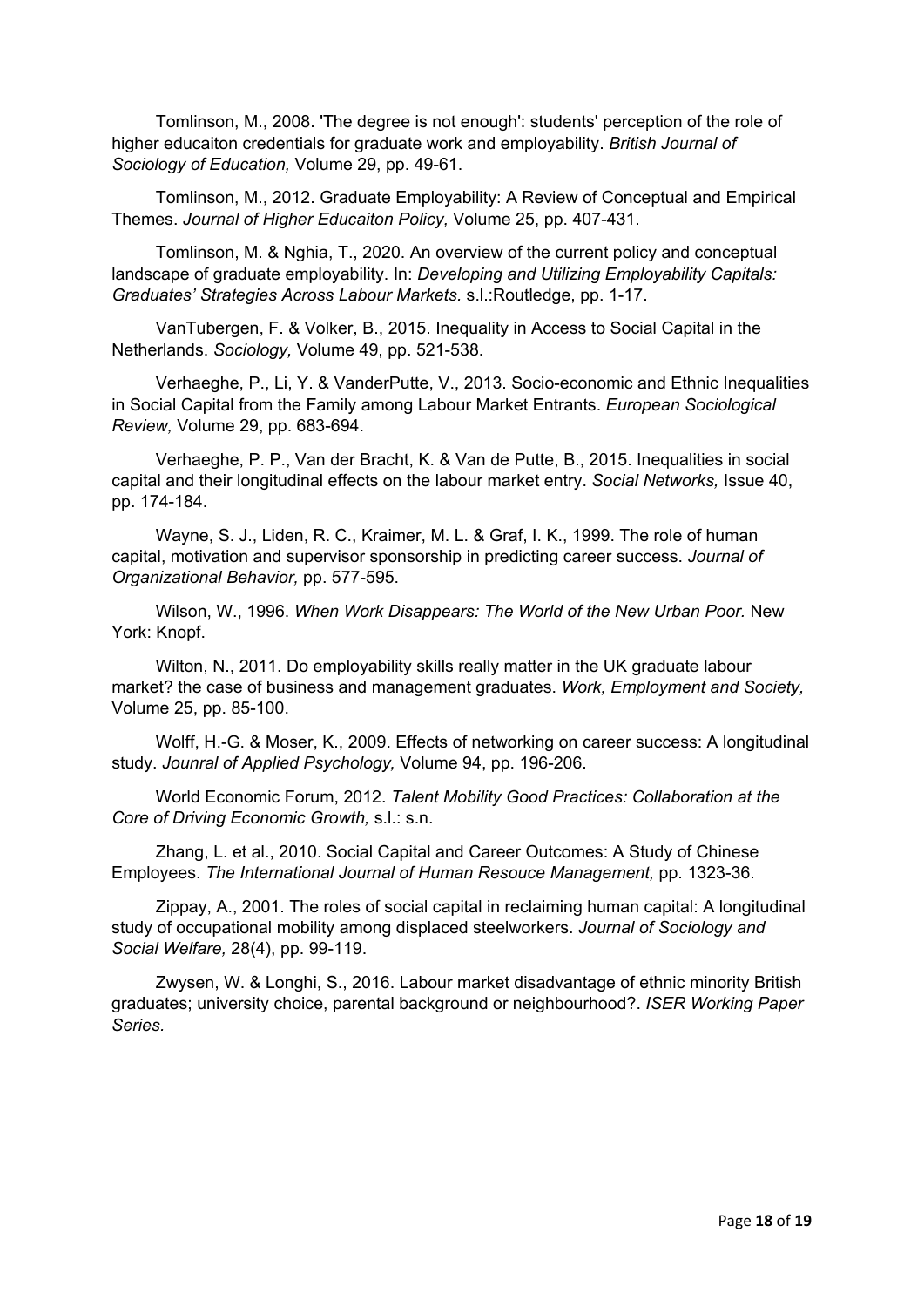Tomlinson, M., 2008. 'The degree is not enough': students' perception of the role of higher educaiton credentials for graduate work and employability. *British Journal of Sociology of Education,* Volume 29, pp. 49-61.

Tomlinson, M., 2012. Graduate Employability: A Review of Conceptual and Empirical Themes. *Journal of Higher Educaiton Policy,* Volume 25, pp. 407-431.

Tomlinson, M. & Nghia, T., 2020. An overview of the current policy and conceptual landscape of graduate employability. In: *Developing and Utilizing Employability Capitals: Graduates' Strategies Across Labour Markets.* s.l.:Routledge, pp. 1-17.

VanTubergen, F. & Volker, B., 2015. Inequality in Access to Social Capital in the Netherlands. *Sociology,* Volume 49, pp. 521-538.

Verhaeghe, P., Li, Y. & VanderPutte, V., 2013. Socio-economic and Ethnic Inequalities in Social Capital from the Family among Labour Market Entrants. *European Sociological Review,* Volume 29, pp. 683-694.

Verhaeghe, P. P., Van der Bracht, K. & Van de Putte, B., 2015. Inequalities in social capital and their longitudinal effects on the labour market entry. *Social Networks,* Issue 40, pp. 174-184.

Wayne, S. J., Liden, R. C., Kraimer, M. L. & Graf, I. K., 1999. The role of human capital, motivation and supervisor sponsorship in predicting career success. *Journal of Organizational Behavior,* pp. 577-595.

Wilson, W., 1996. *When Work Disappears: The World of the New Urban Poor.* New York: Knopf.

Wilton, N., 2011. Do employability skills really matter in the UK graduate labour market? the case of business and management graduates. *Work, Employment and Society,* Volume 25, pp. 85-100.

Wolff, H.-G. & Moser, K., 2009. Effects of networking on career success: A longitudinal study. *Jounral of Applied Psychology,* Volume 94, pp. 196-206.

World Economic Forum, 2012. *Talent Mobility Good Practices: Collaboration at the Core of Driving Economic Growth,* s.l.: s.n.

Zhang, L. et al., 2010. Social Capital and Career Outcomes: A Study of Chinese Employees. *The International Journal of Human Resouce Management,* pp. 1323-36.

Zippay, A., 2001. The roles of social capital in reclaiming human capital: A longitudinal study of occupational mobility among displaced steelworkers. *Journal of Sociology and Social Welfare,* 28(4), pp. 99-119.

Zwysen, W. & Longhi, S., 2016. Labour market disadvantage of ethnic minority British graduates; university choice, parental background or neighbourhood?. *ISER Working Paper Series.*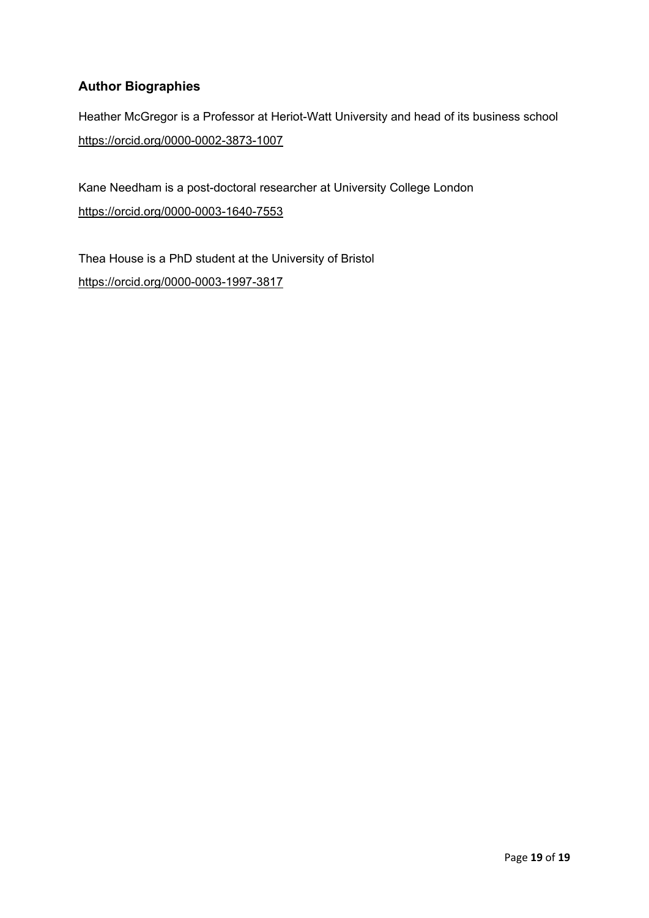## Author Biographies

Heather McGregor is a Professor at Heriot-Watt University and head of its business school
https://orcid.org/0000-0002-3873-1007

Kane Needham is a post-doctoral researcher at University College London
https://orcid.org/0000-0003-1640-7553

Thea House is a PhD student at the University of Bristol
https://orcid.org/0000-0003-1997-3817